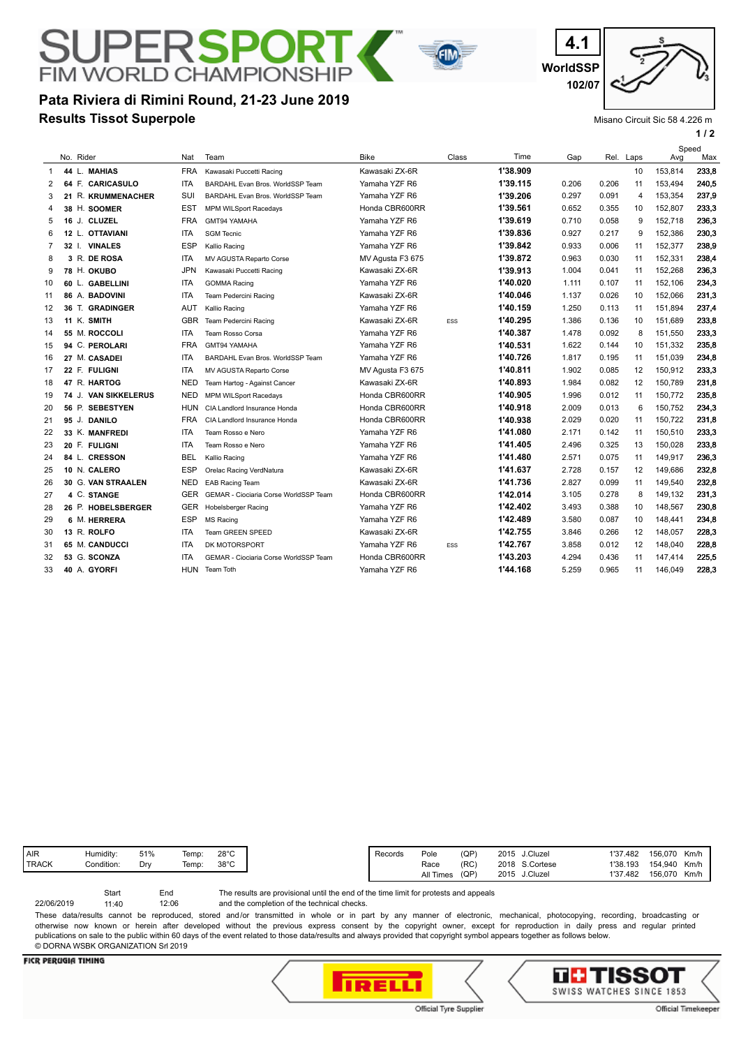# SUPERSPORT FIM WORLD CHAMPIONSHIP

4.1
WorldSSP
102/07

## Pata Riviera di Rimini Round, 21-23 June 2019
## Results Tissot Superpole

Misano Circuit Sic 58 4.226 m

| | No. | Rider | Nat | Team | Bike | Class | Time | Gap | Rel. | Laps | Speed Avg | Speed Max |
|---|---|---|---|---|---|---|---|---|---|---|---|---|
| 1 | 44 | L. MAHIAS | FRA | Kawasaki Puccetti Racing | Kawasaki ZX-6R | | 1'38.909 | | | 10 | 153,814 | 233,8 |
| 2 | 64 | F. CARICASULO | ITA | BARDAHL Evan Bros. WorldSSP Team | Yamaha YZF R6 | | 1'39.115 | 0.206 | 0.206 | 11 | 153,494 | 240,5 |
| 3 | 21 | R. KRUMMENACHER | SUI | BARDAHL Evan Bros. WorldSSP Team | Yamaha YZF R6 | | 1'39.206 | 0.297 | 0.091 | 4 | 153,354 | 237,9 |
| 4 | 38 | H. SOOMER | EST | MPM WILSport Racedays | Honda CBR600RR | | 1'39.561 | 0.652 | 0.355 | 10 | 152,807 | 233,3 |
| 5 | 16 | J. CLUZEL | FRA | GMT94 YAMAHA | Yamaha YZF R6 | | 1'39.619 | 0.710 | 0.058 | 9 | 152,718 | 236,3 |
| 6 | 12 | L. OTTAVIANI | ITA | SGM Tecnic | Yamaha YZF R6 | | 1'39.836 | 0.927 | 0.217 | 9 | 152,386 | 230,3 |
| 7 | 32 | I. VINALES | ESP | Kallio Racing | Yamaha YZF R6 | | 1'39.842 | 0.933 | 0.006 | 11 | 152,377 | 238,9 |
| 8 | 3 | R. DE ROSA | ITA | MV AGUSTA Reparto Corse | MV Agusta F3 675 | | 1'39.872 | 0.963 | 0.030 | 11 | 152,331 | 238,4 |
| 9 | 78 | H. OKUBO | JPN | Kawasaki Puccetti Racing | Kawasaki ZX-6R | | 1'39.913 | 1.004 | 0.041 | 11 | 152,268 | 236,3 |
| 10 | 60 | L. GABELLINI | ITA | GOMMA Racing | Yamaha YZF R6 | | 1'40.020 | 1.111 | 0.107 | 11 | 152,106 | 234,3 |
| 11 | 86 | A. BADOVINI | ITA | Team Pedercini Racing | Kawasaki ZX-6R | | 1'40.046 | 1.137 | 0.026 | 10 | 152,066 | 231,3 |
| 12 | 36 | T. GRADINGER | AUT | Kallio Racing | Yamaha YZF R6 | | 1'40.159 | 1.250 | 0.113 | 11 | 151,894 | 237,4 |
| 13 | 11 | K. SMITH | GBR | Team Pedercini Racing | Kawasaki ZX-6R | ESS | 1'40.295 | 1.386 | 0.136 | 10 | 151,689 | 233,8 |
| 14 | 55 | M. ROCCOLI | ITA | Team Rosso Corsa | Yamaha YZF R6 | | 1'40.387 | 1.478 | 0.092 | 8 | 151,550 | 233,3 |
| 15 | 94 | C. PEROLARI | FRA | GMT94 YAMAHA | Yamaha YZF R6 | | 1'40.531 | 1.622 | 0.144 | 10 | 151,332 | 235,8 |
| 16 | 27 | M. CASADEI | ITA | BARDAHL Evan Bros. WorldSSP Team | Yamaha YZF R6 | | 1'40.726 | 1.817 | 0.195 | 11 | 151,039 | 234,8 |
| 17 | 22 | F. FULIGNI | ITA | MV AGUSTA Reparto Corse | MV Agusta F3 675 | | 1'40.811 | 1.902 | 0.085 | 12 | 150,912 | 233,3 |
| 18 | 47 | R. HARTOG | NED | Team Hartog - Against Cancer | Kawasaki ZX-6R | | 1'40.893 | 1.984 | 0.082 | 12 | 150,789 | 231,8 |
| 19 | 74 | J. VAN SIKKELERUS | NED | MPM WILSport Racedays | Honda CBR600RR | | 1'40.905 | 1.996 | 0.012 | 11 | 150,772 | 235,8 |
| 20 | 56 | P. SEBESTYEN | HUN | CIA Landlord Insurance Honda | Honda CBR600RR | | 1'40.918 | 2.009 | 0.013 | 6 | 150,752 | 234,3 |
| 21 | 95 | J. DANILO | FRA | CIA Landlord Insurance Honda | Honda CBR600RR | | 1'40.938 | 2.029 | 0.020 | 11 | 150,722 | 231,8 |
| 22 | 33 | K. MANFREDI | ITA | Team Rosso e Nero | Yamaha YZF R6 | | 1'41.080 | 2.171 | 0.142 | 11 | 150,510 | 233,3 |
| 23 | 20 | F. FULIGNI | ITA | Team Rosso e Nero | Yamaha YZF R6 | | 1'41.405 | 2.496 | 0.325 | 13 | 150,028 | 233,8 |
| 24 | 84 | L. CRESSON | BEL | Kallio Racing | Yamaha YZF R6 | | 1'41.480 | 2.571 | 0.075 | 11 | 149,917 | 236,3 |
| 25 | 10 | N. CALERO | ESP | Orelac Racing VerdNatura | Kawasaki ZX-6R | | 1'41.637 | 2.728 | 0.157 | 12 | 149,686 | 232,8 |
| 26 | 30 | G. VAN STRAALEN | NED | EAB Racing Team | Kawasaki ZX-6R | | 1'41.736 | 2.827 | 0.099 | 11 | 149,540 | 232,8 |
| 27 | 4 | C. STANGE | GER | GEMAR - Ciociaria Corse WorldSSP Team | Honda CBR600RR | | 1'42.014 | 3.105 | 0.278 | 8 | 149,132 | 231,3 |
| 28 | 26 | P. HOBELSBERGER | GER | Hobelsberger Racing | Yamaha YZF R6 | | 1'42.402 | 3.493 | 0.388 | 10 | 148,567 | 230,8 |
| 29 | 6 | M. HERRERA | ESP | MS Racing | Yamaha YZF R6 | | 1'42.489 | 3.580 | 0.087 | 10 | 148,441 | 234,8 |
| 30 | 13 | R. ROLFO | ITA | Team GREEN SPEED | Kawasaki ZX-6R | | 1'42.755 | 3.846 | 0.266 | 12 | 148,057 | 228,3 |
| 31 | 65 | M. CANDUCCI | ITA | DK MOTORSPORT | Yamaha YZF R6 | ESS | 1'42.767 | 3.858 | 0.012 | 12 | 148,040 | 228,8 |
| 32 | 53 | G. SCONZA | ITA | GEMAR - Ciociaria Corse WorldSSP Team | Honda CBR600RR | | 1'43.203 | 4.294 | 0.436 | 11 | 147,414 | 225,5 |
| 33 | 40 | A. GYORFI | HUN | Team Toth | Yamaha YZF R6 | | 1'44.168 | 5.259 | 0.965 | 11 | 146,049 | 228,3 |

| | | | | |
|---|---|---|---|---|
| AIR | Humidity: | 51% | Temp: | 28°C |
| TRACK | Condition: | Dry | Temp: | 38°C |

| Records | | | | | | |
|---|---|---|---|---|---|---|
| Pole | (QP) | 2015 | J.Cluzel | 1'37.482 | 156,070 | Km/h |
| Race | (RC) | 2018 | S.Cortese | 1'38.193 | 154,940 | Km/h |
| All Times | (QP) | 2015 | J.Cluzel | 1'37.482 | 156,070 | Km/h |

| | Start | End |
|---|---|---|
| 22/06/2019 | 11:40 | 12:06 |

The results are provisional until the end of the time limit for protests and appeals and the completion of the technical checks.

These data/results cannot be reproduced, stored and/or transmitted in whole or in part by any manner of electronic, mechanical, photocopying, recording, broadcasting or otherwise now known or herein after developed without the previous express consent by the copyright owner, except for reproduction in daily press and regular printed publications on sale to the public within 60 days of the event related to those data/results and always provided that copyright symbol appears together as follows below.
© DORNA WSBK ORGANIZATION Srl 2019

FICR PERUGIA TIMING — PIRELLI Official Tyre Supplier — TISSOT SWISS WATCHES SINCE 1853 Official Timekeeper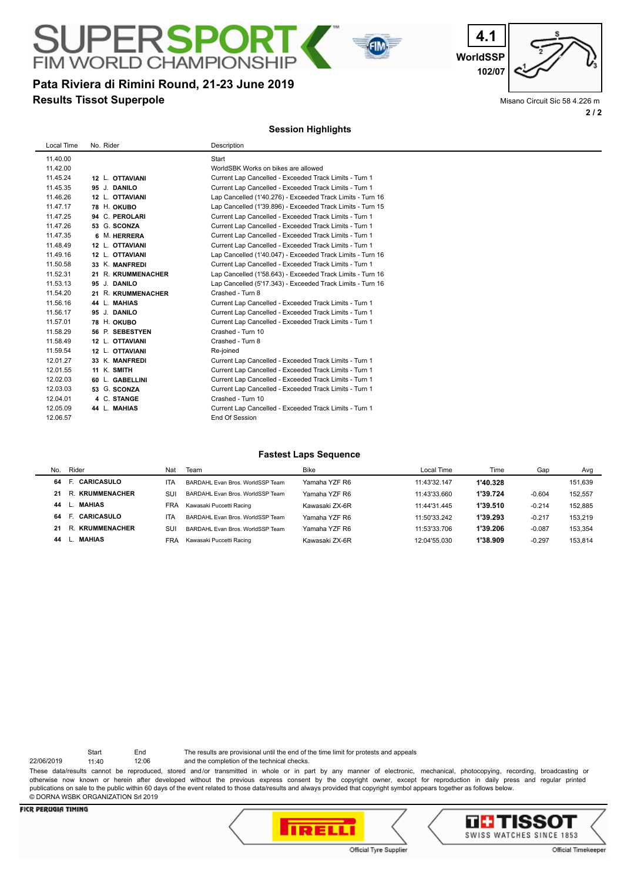# SUPERSPORT FIM WORLD CHAMPIONSHIP

## Pata Riviera di Rimini Round, 21-23 June 2019
## Results Tissot Superpole

4.1
WorldSSP
102/07

Misano Circuit Sic 58 4.226 m

### Session Highlights

| Local Time | No. Rider | Description |
|---|---|---|
| 11.40.00 | | Start |
| 11.42.00 | | WorldSBK Works on bikes are allowed |
| 11.45.24 | 12 L. OTTAVIANI | Current Lap Cancelled - Exceeded Track Limits - Turn 1 |
| 11.45.35 | 95 J. DANILO | Current Lap Cancelled - Exceeded Track Limits - Turn 1 |
| 11.46.26 | 12 L. OTTAVIANI | Lap Cancelled (1'40.276) - Exceeded Track Limits - Turn 16 |
| 11.47.17 | 78 H. OKUBO | Lap Cancelled (1'39.896) - Exceeded Track Limits - Turn 15 |
| 11.47.25 | 94 C. PEROLARI | Current Lap Cancelled - Exceeded Track Limits - Turn 1 |
| 11.47.26 | 53 G. SCONZA | Current Lap Cancelled - Exceeded Track Limits - Turn 1 |
| 11.47.35 | 6 M. HERRERA | Current Lap Cancelled - Exceeded Track Limits - Turn 1 |
| 11.48.49 | 12 L. OTTAVIANI | Current Lap Cancelled - Exceeded Track Limits - Turn 1 |
| 11.49.16 | 12 L. OTTAVIANI | Lap Cancelled (1'40.047) - Exceeded Track Limits - Turn 16 |
| 11.50.58 | 33 K. MANFREDI | Current Lap Cancelled - Exceeded Track Limits - Turn 1 |
| 11.52.31 | 21 R. KRUMMENACHER | Lap Cancelled (1'58.643) - Exceeded Track Limits - Turn 16 |
| 11.53.13 | 95 J. DANILO | Lap Cancelled (5'17.343) - Exceeded Track Limits - Turn 16 |
| 11.54.20 | 21 R. KRUMMENACHER | Crashed - Turn 8 |
| 11.56.16 | 44 L. MAHIAS | Current Lap Cancelled - Exceeded Track Limits - Turn 1 |
| 11.56.17 | 95 J. DANILO | Current Lap Cancelled - Exceeded Track Limits - Turn 1 |
| 11.57.01 | 78 H. OKUBO | Current Lap Cancelled - Exceeded Track Limits - Turn 1 |
| 11.58.29 | 56 P. SEBESTYEN | Crashed - Turn 10 |
| 11.58.49 | 12 L. OTTAVIANI | Crashed - Turn 8 |
| 11.59.54 | 12 L. OTTAVIANI | Re-joined |
| 12.01.27 | 33 K. MANFREDI | Current Lap Cancelled - Exceeded Track Limits - Turn 1 |
| 12.01.55 | 11 K. SMITH | Current Lap Cancelled - Exceeded Track Limits - Turn 1 |
| 12.02.03 | 60 L. GABELLINI | Current Lap Cancelled - Exceeded Track Limits - Turn 1 |
| 12.03.03 | 53 G. SCONZA | Current Lap Cancelled - Exceeded Track Limits - Turn 1 |
| 12.04.01 | 4 C. STANGE | Crashed - Turn 10 |
| 12.05.09 | 44 L. MAHIAS | Current Lap Cancelled - Exceeded Track Limits - Turn 1 |
| 12.06.57 | | End Of Session |

### Fastest Laps Sequence

| No. | Rider | Nat | Team | Bike | Local Time | Time | Gap | Avg |
|---|---|---|---|---|---|---|---|---|
| 64 | F. CARICASULO | ITA | BARDAHL Evan Bros. WorldSSP Team | Yamaha YZF R6 | 11:43'32.147 | 1'40.328 | | 151,639 |
| 21 | R. KRUMMENACHER | SUI | BARDAHL Evan Bros. WorldSSP Team | Yamaha YZF R6 | 11:43'33.660 | 1'39.724 | -0.604 | 152,557 |
| 44 | L. MAHIAS | FRA | Kawasaki Puccetti Racing | Kawasaki ZX-6R | 11:44'31.445 | 1'39.510 | -0.214 | 152,885 |
| 64 | F. CARICASULO | ITA | BARDAHL Evan Bros. WorldSSP Team | Yamaha YZF R6 | 11:50'33.242 | 1'39.293 | -0.217 | 153,219 |
| 21 | R. KRUMMENACHER | SUI | BARDAHL Evan Bros. WorldSSP Team | Yamaha YZF R6 | 11:53'33.706 | 1'39.206 | -0.087 | 153,354 |
| 44 | L. MAHIAS | FRA | Kawasaki Puccetti Racing | Kawasaki ZX-6R | 12:04'55.030 | 1'38.909 | -0.297 | 153,814 |

| | Start | End |
|---|---|---|
| 22/06/2019 | 11:40 | 12:06 |

The results are provisional until the end of the time limit for protests and appeals and the completion of the technical checks.

These data/results cannot be reproduced, stored and/or transmitted in whole or in part by any manner of electronic, mechanical, photocopying, recording, broadcasting or otherwise now known or herein after developed without the previous express consent by the copyright owner, except for reproduction in daily press and regular printed publications on sale to the public within 60 days of the event related to those data/results and always provided that copyright symbol appears together as follows below.
© DORNA WSBK ORGANIZATION Srl 2019

FICR PERUGIA TIMING

PIRELLI Official Tyre Supplier

TISSOT SWISS WATCHES SINCE 1853 Official Timekeeper